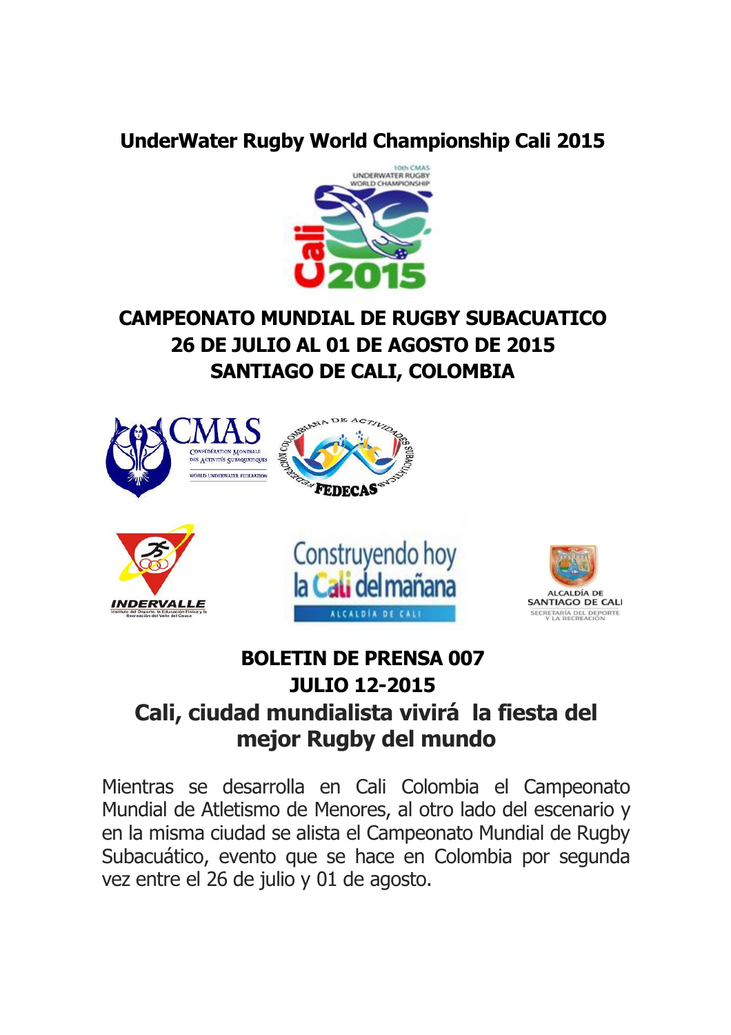# UnderWater Rugby World Championship Cali 2015

## CAMPEONATO MUNDIAL DE RUGBY SUBACUATICO
## 26 DE JULIO AL 01 DE AGOSTO DE 2015
## SANTIAGO DE CALI, COLOMBIA

**BOLETIN DE PRENSA 007**

**JULIO 12-2015**

## Cali, ciudad mundialista vivirá la fiesta del mejor Rugby del mundo

Mientras se desarrolla en Cali Colombia el Campeonato Mundial de Atletismo de Menores, al otro lado del escenario y en la misma ciudad se alista el Campeonato Mundial de Rugby Subacuático, evento que se hace en Colombia por segunda vez entre el 26 de julio y 01 de agosto.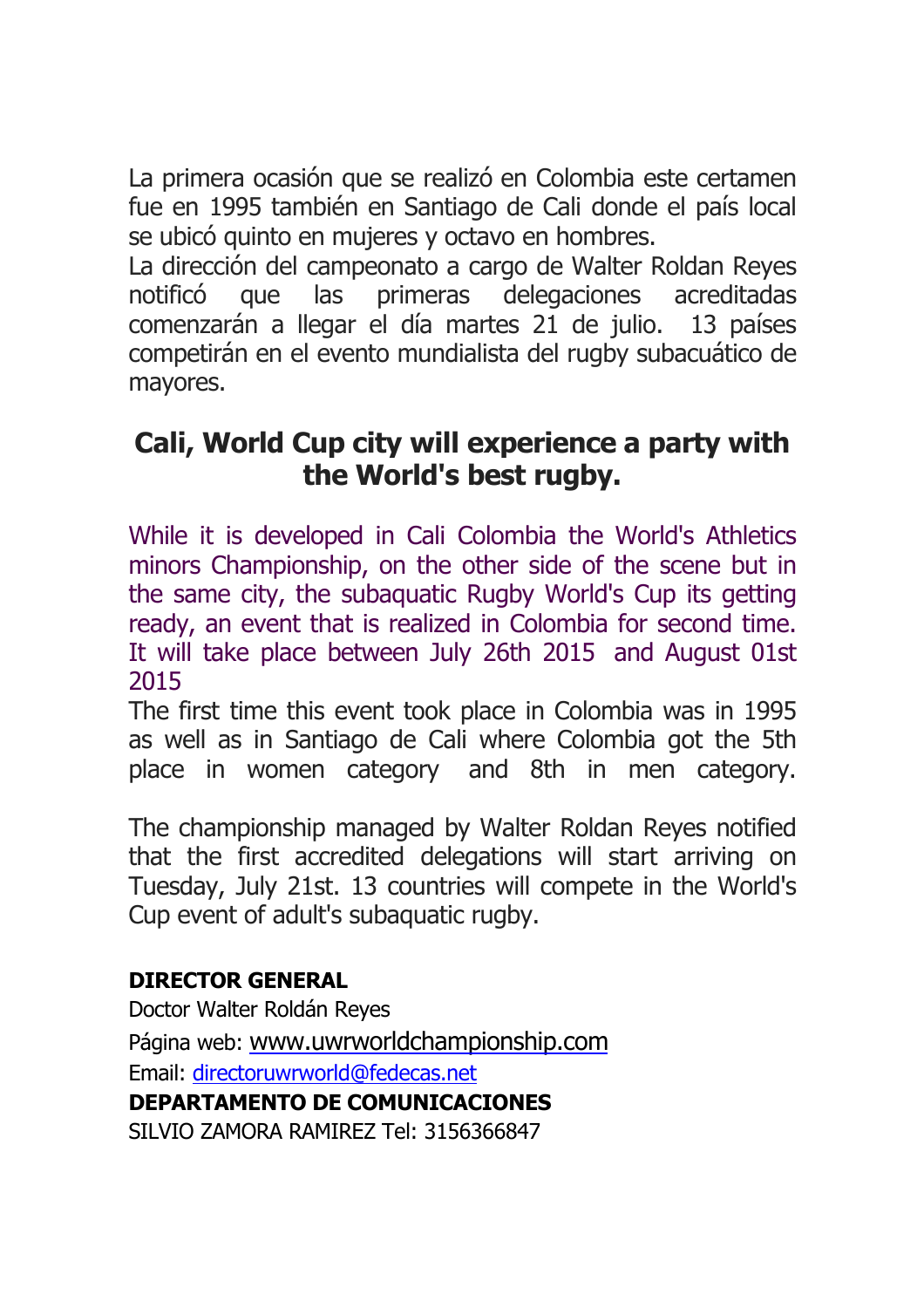La primera ocasión que se realizó en Colombia este certamen fue en 1995 también en Santiago de Cali donde el país local se ubicó quinto en mujeres y octavo en hombres.
La dirección del campeonato a cargo de Walter Roldan Reyes notificó que las primeras delegaciones acreditadas comenzarán a llegar el día martes 21 de julio. 13 países competirán en el evento mundialista del rugby subacuático de mayores.

## Cali, World Cup city will experience a party with the World's best rugby.

While it is developed in Cali Colombia the World's Athletics minors Championship, on the other side of the scene but in the same city, the subaquatic Rugby World's Cup its getting ready, an event that is realized in Colombia for second time. It will take place between July 26th 2015 and August 01st 2015
The first time this event took place in Colombia was in 1995 as well as in Santiago de Cali where Colombia got the 5th place in women category and 8th in men category.

The championship managed by Walter Roldan Reyes notified that the first accredited delegations will start arriving on Tuesday, July 21st. 13 countries will compete in the World's Cup event of adult's subaquatic rugby.

**DIRECTOR GENERAL**
Doctor Walter Roldán Reyes
Página web: www.uwrworldchampionship.com
Email: directoruwrworld@fedecas.net
**DEPARTAMENTO DE COMUNICACIONES**
SILVIO ZAMORA RAMIREZ Tel: 3156366847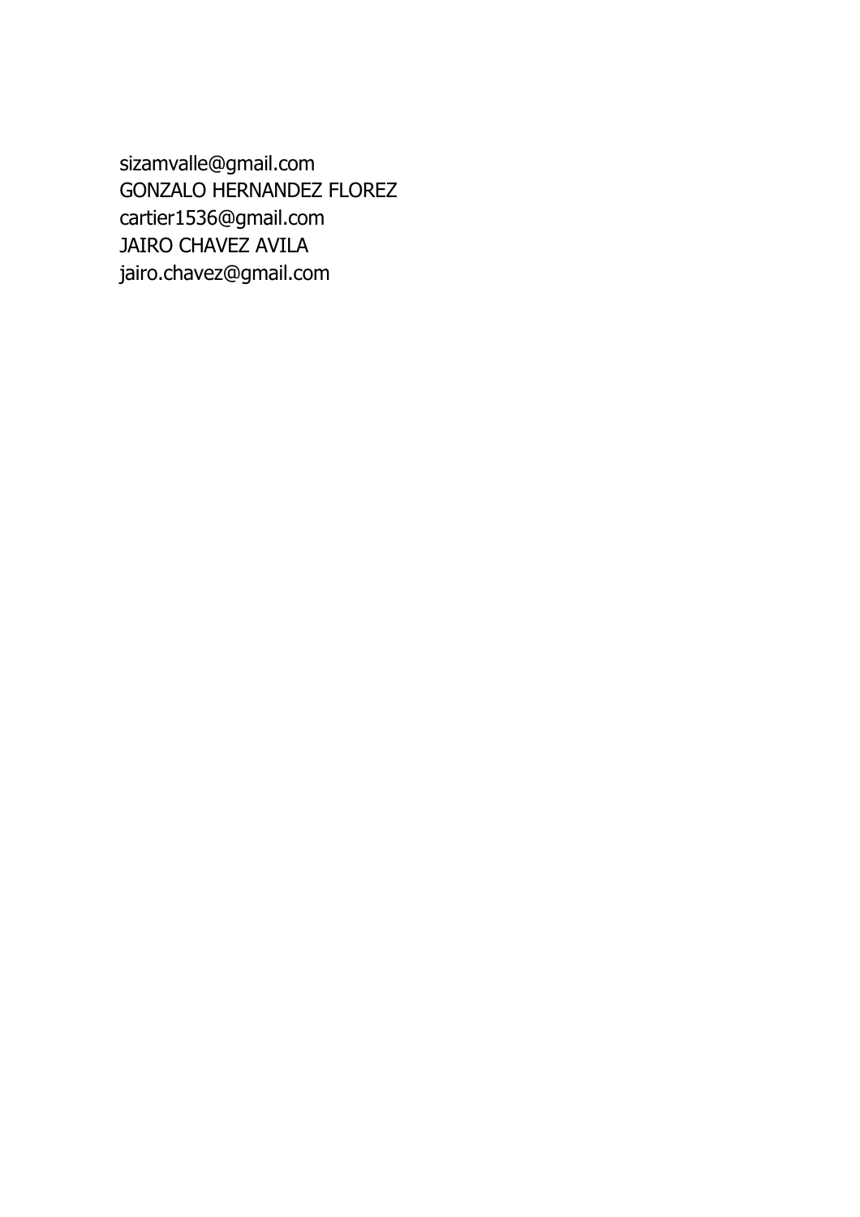sizamvalle@gmail.com
GONZALO HERNANDEZ FLOREZ
cartier1536@gmail.com
JAIRO CHAVEZ AVILA
jairo.chavez@gmail.com